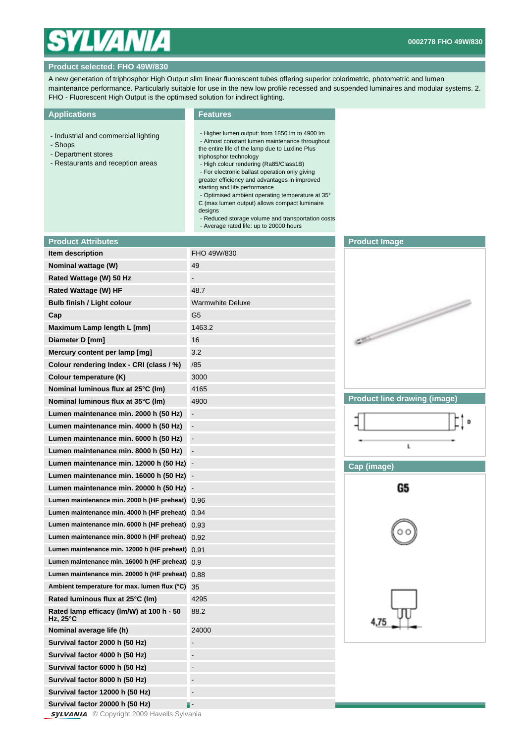# SYLVANIA

0002778 FHO 49W/830

## Product selected: FHO 49W/830

A new generation of triphosphor High Output slim linear fluorescent tubes offering superior colorimetric, photometric and lumen maintenance performance. Particularly suitable for use in the new low profile recessed and suspended luminaires and modular systems. 2. FHO - Fluorescent High Output is the optimised solution for indirect lighting.

## Applications

- Industrial and commercial lighting
- Shops
- Department stores
- Restaurants and reception areas

## Features

- Higher lumen output: from 1850 lm to 4900 lm
- Almost constant lumen maintenance throughout the entire life of the lamp due to Luxline Plus triphosphor technology
- High colour rendering (Ra85/Class1B)
- For electronic ballast operation only giving greater efficiency and advantages in improved starting and life performance
- Optimised ambient operating temperature at 35° C (max lumen output) allows compact luminaire designs
- Reduced storage volume and transportation costs
- Average rated life: up to 20000 hours

## Product Attributes

| Attribute | Value |
|---|---|
| Item description | FHO 49W/830 |
| Nominal wattage (W) | 49 |
| Rated Wattage (W) 50 Hz | - |
| Rated Wattage (W) HF | 48.7 |
| Bulb finish / Light colour | Warmwhite Deluxe |
| Cap | G5 |
| Maximum Lamp length L [mm] | 1463.2 |
| Diameter D [mm] | 16 |
| Mercury content per lamp [mg] | 3.2 |
| Colour rendering Index - CRI (class / %) | /85 |
| Colour temperature (K) | 3000 |
| Nominal luminous flux at 25°C (lm) | 4165 |
| Nominal luminous flux at 35°C (lm) | 4900 |
| Lumen maintenance min. 2000 h (50 Hz) | - |
| Lumen maintenance min. 4000 h (50 Hz) | - |
| Lumen maintenance min. 6000 h (50 Hz) | - |
| Lumen maintenance min. 8000 h (50 Hz) | - |
| Lumen maintenance min. 12000 h (50 Hz) | - |
| Lumen maintenance min. 16000 h (50 Hz) | - |
| Lumen maintenance min. 20000 h (50 Hz) | - |
| Lumen maintenance min. 2000 h (HF preheat) | 0.96 |
| Lumen maintenance min. 4000 h (HF preheat) | 0.94 |
| Lumen maintenance min. 6000 h (HF preheat) | 0.93 |
| Lumen maintenance min. 8000 h (HF preheat) | 0.92 |
| Lumen maintenance min. 12000 h (HF preheat) | 0.91 |
| Lumen maintenance min. 16000 h (HF preheat) | 0.9 |
| Lumen maintenance min. 20000 h (HF preheat) | 0.88 |
| Ambient temperature for max. lumen flux (°C) | 35 |
| Rated luminous flux at 25°C (lm) | 4295 |
| Rated lamp efficacy (lm/W) at 100 h - 50 Hz, 25°C | 88.2 |
| Nominal average life (h) | 24000 |
| Survival factor 2000 h (50 Hz) | - |
| Survival factor 4000 h (50 Hz) | - |
| Survival factor 6000 h (50 Hz) | - |
| Survival factor 8000 h (50 Hz) | - |
| Survival factor 12000 h (50 Hz) | - |
| Survival factor 20000 h (50 Hz) | - |

## Product Image

## Product line drawing (image)

## Cap (image)

G5

4,75

© Copyright 2009 Havells Sylvania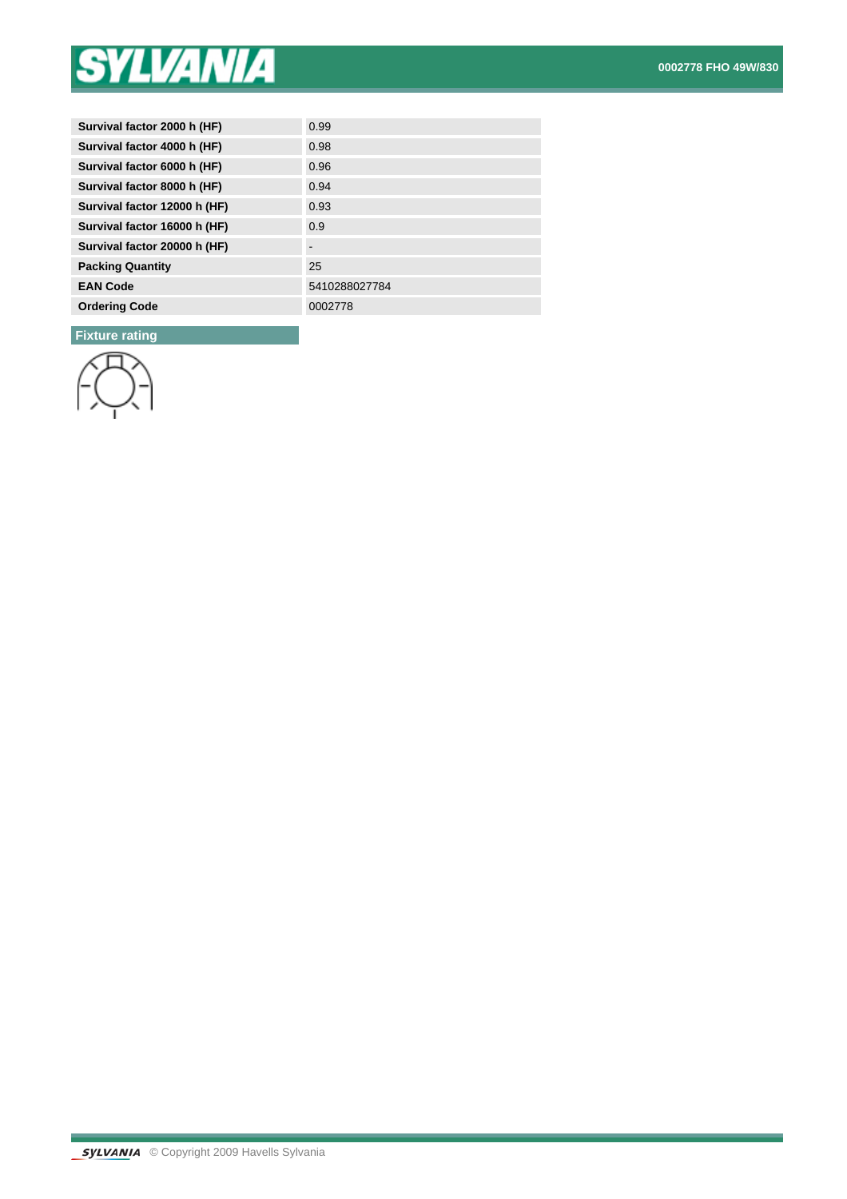| | |
|---|---|
| **Survival factor 2000 h (HF)** | 0.99 |
| **Survival factor 4000 h (HF)** | 0.98 |
| **Survival factor 6000 h (HF)** | 0.96 |
| **Survival factor 8000 h (HF)** | 0.94 |
| **Survival factor 12000 h (HF)** | 0.93 |
| **Survival factor 16000 h (HF)** | 0.9 |
| **Survival factor 20000 h (HF)** | - |
| **Packing Quantity** | 25 |
| **EAN Code** | 5410288027784 |
| **Ordering Code** | 0002778 |

## Fixture rating